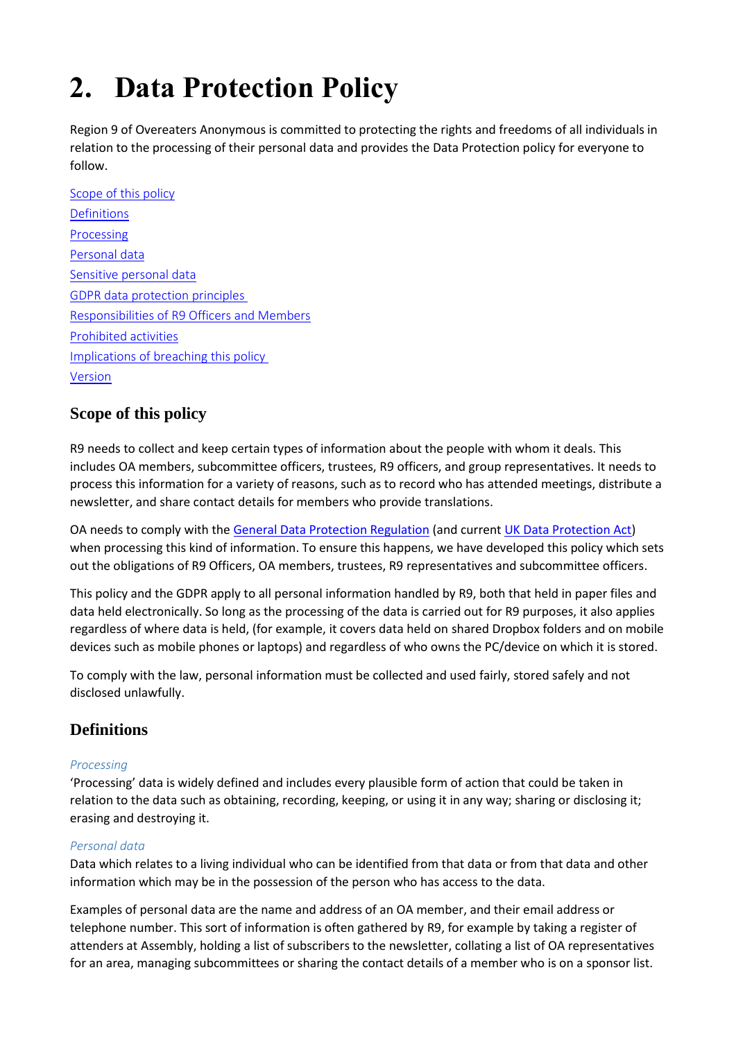# 2. Data Protection Policy

Region 9 of Overeaters Anonymous is committed to protecting the rights and freedoms of all individuals in relation to the processing of their personal data and provides the Data Protection policy for everyone to follow.

[Scope of this policy](#)
[Definitions](#)
[Processing](#)
[Personal data](#)
[Sensitive personal data](#)
[GDPR data protection principles](#)
[Responsibilities of R9 Officers and Members](#)
[Prohibited activities](#)
[Implications of breaching this policy](#)
[Version](#)

## Scope of this policy

R9 needs to collect and keep certain types of information about the people with whom it deals. This includes OA members, subcommittee officers, trustees, R9 officers, and group representatives. It needs to process this information for a variety of reasons, such as to record who has attended meetings, distribute a newsletter, and share contact details for members who provide translations.

OA needs to comply with the [General Data Protection Regulation](#) (and current [UK Data Protection Act](#)) when processing this kind of information. To ensure this happens, we have developed this policy which sets out the obligations of R9 Officers, OA members, trustees, R9 representatives and subcommittee officers.

This policy and the GDPR apply to all personal information handled by R9, both that held in paper files and data held electronically. So long as the processing of the data is carried out for R9 purposes, it also applies regardless of where data is held, (for example, it covers data held on shared Dropbox folders and on mobile devices such as mobile phones or laptops) and regardless of who owns the PC/device on which it is stored.

To comply with the law, personal information must be collected and used fairly, stored safely and not disclosed unlawfully.

## Definitions

*Processing*
'Processing' data is widely defined and includes every plausible form of action that could be taken in relation to the data such as obtaining, recording, keeping, or using it in any way; sharing or disclosing it; erasing and destroying it.

*Personal data*
Data which relates to a living individual who can be identified from that data or from that data and other information which may be in the possession of the person who has access to the data.

Examples of personal data are the name and address of an OA member, and their email address or telephone number. This sort of information is often gathered by R9, for example by taking a register of attenders at Assembly, holding a list of subscribers to the newsletter, collating a list of OA representatives for an area, managing subcommittees or sharing the contact details of a member who is on a sponsor list.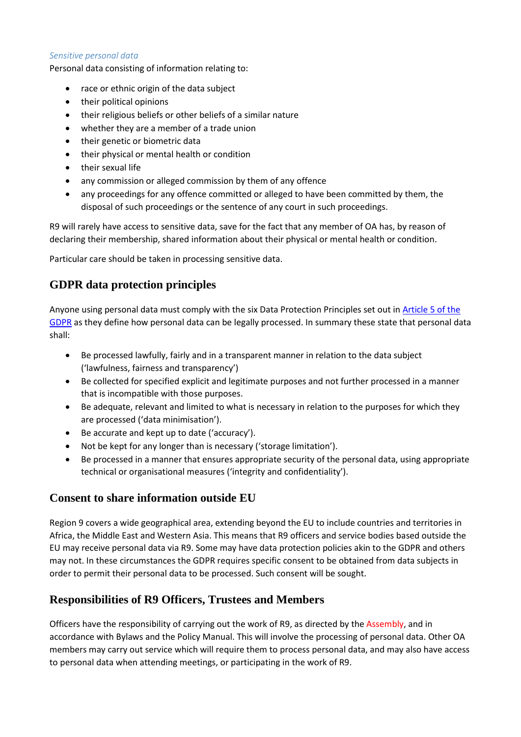*Sensitive personal data*

Personal data consisting of information relating to:

- race or ethnic origin of the data subject
- their political opinions
- their religious beliefs or other beliefs of a similar nature
- whether they are a member of a trade union
- their genetic or biometric data
- their physical or mental health or condition
- their sexual life
- any commission or alleged commission by them of any offence
- any proceedings for any offence committed or alleged to have been committed by them, the disposal of such proceedings or the sentence of any court in such proceedings.

R9 will rarely have access to sensitive data, save for the fact that any member of OA has, by reason of declaring their membership, shared information about their physical or mental health or condition.

Particular care should be taken in processing sensitive data.

## GDPR data protection principles

Anyone using personal data must comply with the six Data Protection Principles set out in [Article 5 of the GDPR] as they define how personal data can be legally processed. In summary these state that personal data shall:

- Be processed lawfully, fairly and in a transparent manner in relation to the data subject ('lawfulness, fairness and transparency')
- Be collected for specified explicit and legitimate purposes and not further processed in a manner that is incompatible with those purposes.
- Be adequate, relevant and limited to what is necessary in relation to the purposes for which they are processed ('data minimisation').
- Be accurate and kept up to date ('accuracy').
- Not be kept for any longer than is necessary ('storage limitation').
- Be processed in a manner that ensures appropriate security of the personal data, using appropriate technical or organisational measures ('integrity and confidentiality').

## Consent to share information outside EU

Region 9 covers a wide geographical area, extending beyond the EU to include countries and territories in Africa, the Middle East and Western Asia. This means that R9 officers and service bodies based outside the EU may receive personal data via R9. Some may have data protection policies akin to the GDPR and others may not. In these circumstances the GDPR requires specific consent to be obtained from data subjects in order to permit their personal data to be processed. Such consent will be sought.

## Responsibilities of R9 Officers, Trustees and Members

Officers have the responsibility of carrying out the work of R9, as directed by the Assembly, and in accordance with Bylaws and the Policy Manual. This will involve the processing of personal data. Other OA members may carry out service which will require them to process personal data, and may also have access to personal data when attending meetings, or participating in the work of R9.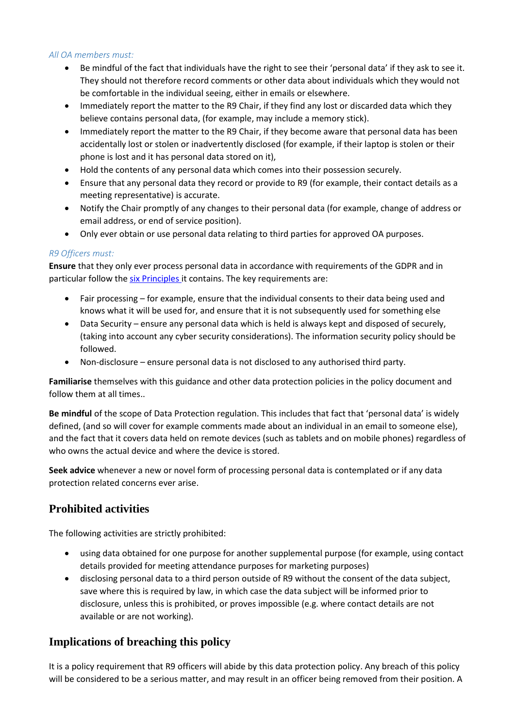*All OA members must:*

- Be mindful of the fact that individuals have the right to see their 'personal data' if they ask to see it. They should not therefore record comments or other data about individuals which they would not be comfortable in the individual seeing, either in emails or elsewhere.
- Immediately report the matter to the R9 Chair, if they find any lost or discarded data which they believe contains personal data, (for example, may include a memory stick).
- Immediately report the matter to the R9 Chair, if they become aware that personal data has been accidentally lost or stolen or inadvertently disclosed (for example, if their laptop is stolen or their phone is lost and it has personal data stored on it),
- Hold the contents of any personal data which comes into their possession securely.
- Ensure that any personal data they record or provide to R9 (for example, their contact details as a meeting representative) is accurate.
- Notify the Chair promptly of any changes to their personal data (for example, change of address or email address, or end of service position).
- Only ever obtain or use personal data relating to third parties for approved OA purposes.

*R9 Officers must:*

**Ensure** that they only ever process personal data in accordance with requirements of the GDPR and in particular follow the [six Principles ]it contains. The key requirements are:

- Fair processing – for example, ensure that the individual consents to their data being used and knows what it will be used for, and ensure that it is not subsequently used for something else
- Data Security – ensure any personal data which is held is always kept and disposed of securely, (taking into account any cyber security considerations). The information security policy should be followed.
- Non-disclosure – ensure personal data is not disclosed to any authorised third party.

**Familiarise** themselves with this guidance and other data protection policies in the policy document and follow them at all times..

**Be mindful** of the scope of Data Protection regulation. This includes that fact that 'personal data' is widely defined, (and so will cover for example comments made about an individual in an email to someone else), and the fact that it covers data held on remote devices (such as tablets and on mobile phones) regardless of who owns the actual device and where the device is stored.

**Seek advice** whenever a new or novel form of processing personal data is contemplated or if any data protection related concerns ever arise.

## Prohibited activities

The following activities are strictly prohibited:

- using data obtained for one purpose for another supplemental purpose (for example, using contact details provided for meeting attendance purposes for marketing purposes)
- disclosing personal data to a third person outside of R9 without the consent of the data subject, save where this is required by law, in which case the data subject will be informed prior to disclosure, unless this is prohibited, or proves impossible (e.g. where contact details are not available or are not working).

## Implications of breaching this policy

It is a policy requirement that R9 officers will abide by this data protection policy. Any breach of this policy will be considered to be a serious matter, and may result in an officer being removed from their position. A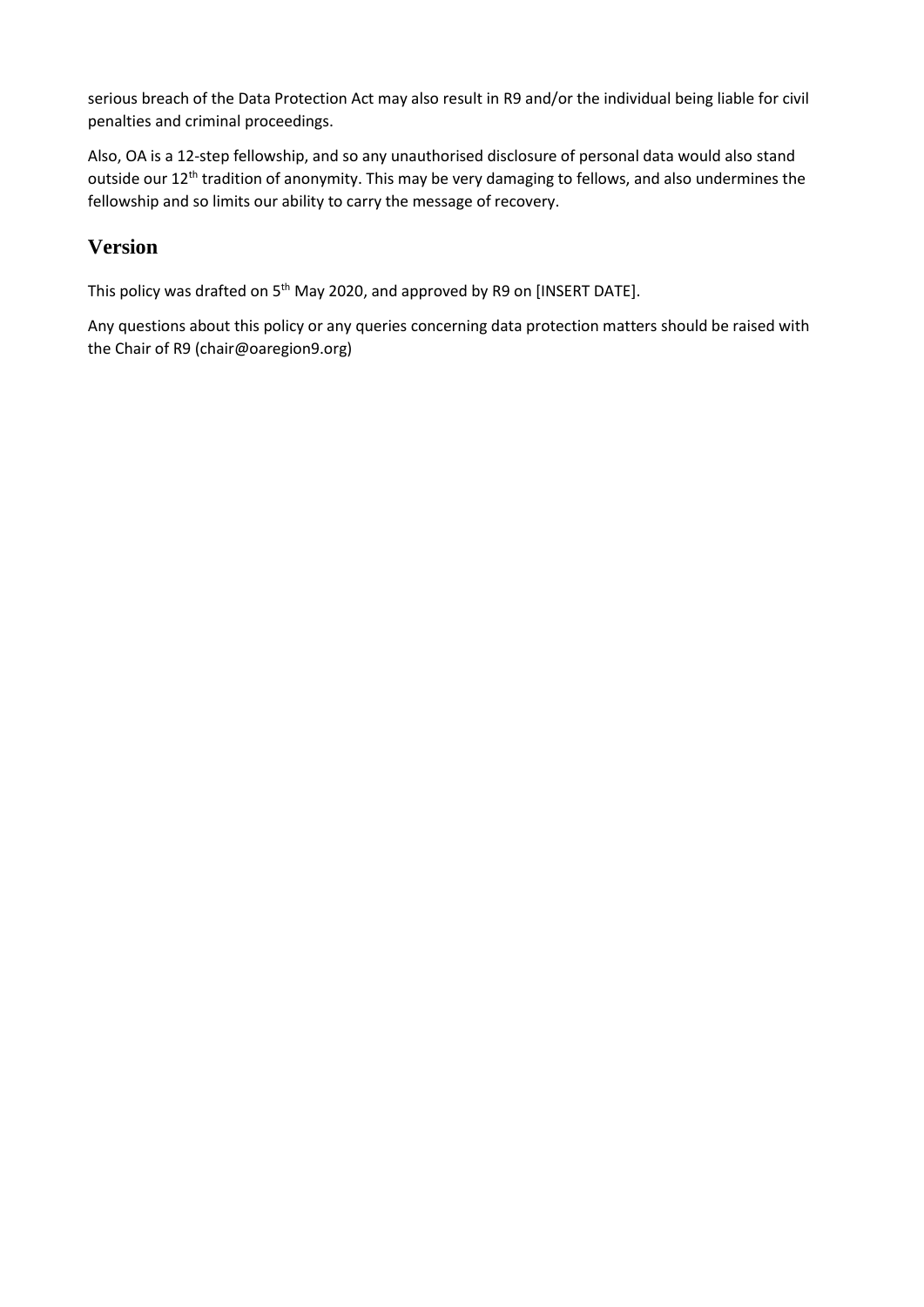serious breach of the Data Protection Act may also result in R9 and/or the individual being liable for civil penalties and criminal proceedings.

Also, OA is a 12-step fellowship, and so any unauthorised disclosure of personal data would also stand outside our 12th tradition of anonymity. This may be very damaging to fellows, and also undermines the fellowship and so limits our ability to carry the message of recovery.

## Version

This policy was drafted on 5th May 2020, and approved by R9 on [INSERT DATE].

Any questions about this policy or any queries concerning data protection matters should be raised with the Chair of R9 (chair@oaregion9.org)